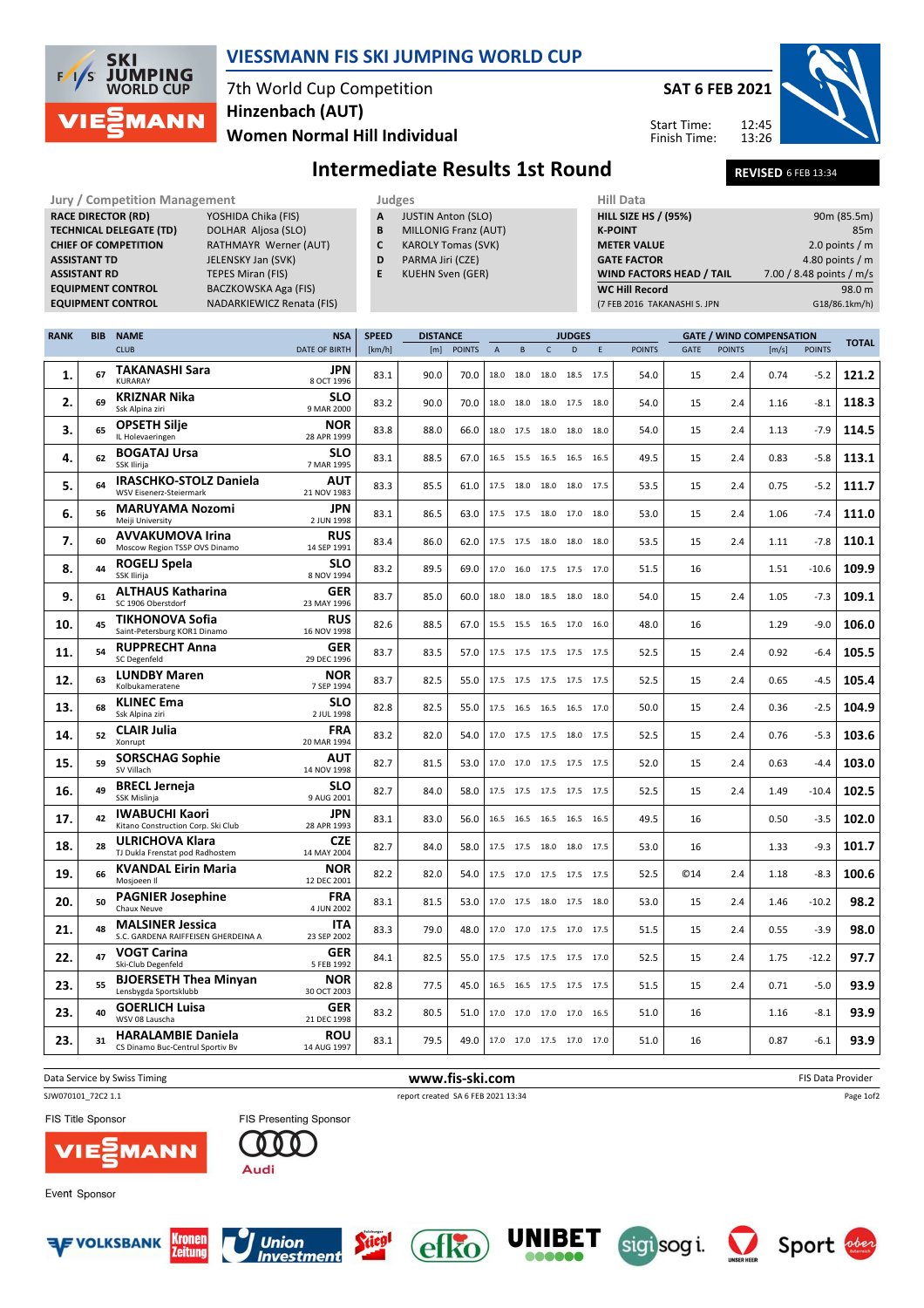# VIESSMANN FIS SKI JUMPING WORLD CUP

7th World Cup Competition
Hinzenbach (AUT)
**Women Normal Hill Individual**

**SAT 6 FEB 2021**

Start Time: 12:45
Finish Time: 13:26

## Intermediate Results 1st Round

**REVISED** 6 FEB 13:34

| Jury / Competition Management | |
|---|---|
| RACE DIRECTOR (RD) | YOSHIDA Chika (FIS) |
| TECHNICAL DELEGATE (TD) | DOLHAR Aljosa (SLO) |
| CHIEF OF COMPETITION | RATHMAYR Werner (AUT) |
| ASSISTANT TD | JELENSKY Jan (SVK) |
| ASSISTANT RD | TEPES Miran (FIS) |
| EQUIPMENT CONTROL | BACZKOWSKA Aga (FIS) |
| EQUIPMENT CONTROL | NADARKIEWICZ Renata (FIS) |

| Judges | |
|---|---|
| A | JUSTIN Anton (SLO) |
| B | MILLONIG Franz (AUT) |
| C | KAROLY Tomas (SVK) |
| D | PARMA Jiri (CZE) |
| E | KUEHN Sven (GER) |

| Hill Data | |
|---|---|
| HILL SIZE HS / (95%) | 90m (85.5m) |
| K-POINT | 85m |
| METER VALUE | 2.0 points / m |
| GATE FACTOR | 4.80 points / m |
| WIND FACTORS HEAD / TAIL | 7.00 / 8.48 points / m/s |
| WC Hill Record | 98.0 m |
| (7 FEB 2016 TAKANASHI S. JPN | G18/86.1km/h) |

| RANK | BIB | NAME / CLUB | NSA / DATE OF BIRTH | SPEED [km/h] | DISTANCE [m] | DISTANCE POINTS | A | B | C | D | E | JUDGES POINTS | GATE | GATE POINTS | WIND [m/s] | WIND POINTS | TOTAL |
|---|---|---|---|---|---|---|---|---|---|---|---|---|---|---|---|---|---|
| 1. | 67 | TAKANASHI Sara / KURARAY | JPN / 8 OCT 1996 | 83.1 | 90.0 | 70.0 | 18.0 | 18.0 | 18.0 | 18.5 | 17.5 | 54.0 | 15 | 2.4 | 0.74 | -5.2 | 121.2 |
| 2. | 69 | KRIZNAR Nika / Ssk Alpina ziri | SLO / 9 MAR 2000 | 83.2 | 90.0 | 70.0 | 18.0 | 18.0 | 18.0 | 17.5 | 18.0 | 54.0 | 15 | 2.4 | 1.16 | -8.1 | 118.3 |
| 3. | 65 | OPSETH Silje / IL Holevaeringen | NOR / 28 APR 1999 | 83.8 | 88.0 | 66.0 | 18.0 | 17.5 | 18.0 | 18.0 | 18.0 | 54.0 | 15 | 2.4 | 1.13 | -7.9 | 114.5 |
| 4. | 62 | BOGATAJ Ursa / SSK Ilirija | SLO / 7 MAR 1995 | 83.1 | 88.5 | 67.0 | 16.5 | 15.5 | 16.5 | 16.5 | 16.5 | 49.5 | 15 | 2.4 | 0.83 | -5.8 | 113.1 |
| 5. | 64 | IRASCHKO-STOLZ Daniela / WSV Eisenerz-Steiermark | AUT / 21 NOV 1983 | 83.3 | 85.5 | 61.0 | 17.5 | 18.0 | 18.0 | 18.0 | 17.5 | 53.5 | 15 | 2.4 | 0.75 | -5.2 | 111.7 |
| 6. | 56 | MARUYAMA Nozomi / Meiji University | JPN / 2 JUN 1998 | 83.1 | 86.5 | 63.0 | 17.5 | 17.5 | 18.0 | 17.0 | 18.0 | 53.0 | 15 | 2.4 | 1.06 | -7.4 | 111.0 |
| 7. | 60 | AVVAKUMOVA Irina / Moscow Region TSSP OVS Dinamo | RUS / 14 SEP 1991 | 83.4 | 86.0 | 62.0 | 17.5 | 17.5 | 18.0 | 18.0 | 18.0 | 53.5 | 15 | 2.4 | 1.11 | -7.8 | 110.1 |
| 8. | 44 | ROGELJ Spela / SSK Ilirija | SLO / 8 NOV 1994 | 83.2 | 89.5 | 69.0 | 17.0 | 16.0 | 17.5 | 17.5 | 17.0 | 51.5 | 16 | | 1.51 | -10.6 | 109.9 |
| 9. | 61 | ALTHAUS Katharina / SC 1906 Oberstdorf | GER / 23 MAY 1996 | 83.7 | 85.0 | 60.0 | 18.0 | 18.0 | 18.5 | 18.0 | 18.0 | 54.0 | 15 | 2.4 | 1.05 | -7.3 | 109.1 |
| 10. | 45 | TIKHONOVA Sofia / Saint-Petersburg KOR1 Dinamo | RUS / 16 NOV 1998 | 82.6 | 88.5 | 67.0 | 15.5 | 15.5 | 16.5 | 17.0 | 16.0 | 48.0 | 16 | | 1.29 | -9.0 | 106.0 |
| 11. | 54 | RUPPRECHT Anna / SC Degenfeld | GER / 29 DEC 1996 | 83.7 | 83.5 | 57.0 | 17.5 | 17.5 | 17.5 | 17.5 | 17.5 | 52.5 | 15 | 2.4 | 0.92 | -6.4 | 105.5 |
| 12. | 63 | LUNDBY Maren / Kolbukameratene | NOR / 7 SEP 1994 | 83.7 | 82.5 | 55.0 | 17.5 | 17.5 | 17.5 | 17.5 | 17.5 | 52.5 | 15 | 2.4 | 0.65 | -4.5 | 105.4 |
| 13. | 68 | KLINEC Ema / Ssk Alpina ziri | SLO / 2 JUL 1998 | 82.8 | 82.5 | 55.0 | 17.5 | 16.5 | 16.5 | 16.5 | 17.0 | 50.0 | 15 | 2.4 | 0.36 | -2.5 | 104.9 |
| 14. | 52 | CLAIR Julia / Xonrupt | FRA / 20 MAR 1994 | 83.2 | 82.0 | 54.0 | 17.0 | 17.5 | 17.5 | 18.0 | 17.5 | 52.5 | 15 | 2.4 | 0.76 | -5.3 | 103.6 |
| 15. | 59 | SORSCHAG Sophie / SV Villach | AUT / 14 NOV 1998 | 82.7 | 81.5 | 53.0 | 17.0 | 17.0 | 17.5 | 17.5 | 17.5 | 52.0 | 15 | 2.4 | 0.63 | -4.4 | 103.0 |
| 16. | 49 | BRECL Jerneja / SSK Mislinja | SLO / 9 AUG 2001 | 82.7 | 84.0 | 58.0 | 17.5 | 17.5 | 17.5 | 17.5 | 17.5 | 52.5 | 15 | 2.4 | 1.49 | -10.4 | 102.5 |
| 17. | 42 | IWABUCHI Kaori / Kitano Construction Corp. Ski Club | JPN / 28 APR 1993 | 83.1 | 83.0 | 56.0 | 16.5 | 16.5 | 16.5 | 16.5 | 16.5 | 49.5 | 16 | | 0.50 | -3.5 | 102.0 |
| 18. | 28 | ULRICHOVA Klara / TJ Dukla Frenstat pod Radhostem | CZE / 14 MAY 2004 | 82.7 | 84.0 | 58.0 | 17.5 | 17.5 | 18.0 | 18.0 | 17.5 | 53.0 | 16 | | 1.33 | -9.3 | 101.7 |
| 19. | 66 | KVANDAL Eirin Maria / Mosjoeen Il | NOR / 12 DEC 2001 | 82.2 | 82.0 | 54.0 | 17.5 | 17.0 | 17.5 | 17.5 | 17.5 | 52.5 | ©14 | 2.4 | 1.18 | -8.3 | 100.6 |
| 20. | 50 | PAGNIER Josephine / Chaux Neuve | FRA / 4 JUN 2002 | 83.1 | 81.5 | 53.0 | 17.0 | 17.5 | 18.0 | 17.5 | 18.0 | 53.0 | 15 | 2.4 | 1.46 | -10.2 | 98.2 |
| 21. | 48 | MALSINER Jessica / S.C. GARDENA RAIFFEISEN GHERDEINA A | ITA / 23 SEP 2002 | 83.3 | 79.0 | 48.0 | 17.0 | 17.0 | 17.5 | 17.0 | 17.5 | 51.5 | 15 | 2.4 | 0.55 | -3.9 | 98.0 |
| 22. | 47 | VOGT Carina / Ski-Club Degenfeld | GER / 5 FEB 1992 | 84.1 | 82.5 | 55.0 | 17.5 | 17.5 | 17.5 | 17.5 | 17.0 | 52.5 | 15 | 2.4 | 1.75 | -12.2 | 97.7 |
| 23. | 55 | BJOERSETH Thea Minyan / Lensbygda Sportsklubb | NOR / 30 OCT 2003 | 82.8 | 77.5 | 45.0 | 16.5 | 16.5 | 17.5 | 17.5 | 17.5 | 51.5 | 15 | 2.4 | 0.71 | -5.0 | 93.9 |
| 23. | 40 | GOERLICH Luisa / WSV 08 Lauscha | GER / 21 DEC 1998 | 83.2 | 80.5 | 51.0 | 17.0 | 17.0 | 17.0 | 17.0 | 16.5 | 51.0 | 16 | | 1.16 | -8.1 | 93.9 |
| 23. | 31 | HARALAMBIE Daniela / CS Dinamo Buc-Centrul Sportiv Bv | ROU / 14 AUG 1997 | 83.1 | 79.5 | 49.0 | 17.0 | 17.0 | 17.5 | 17.0 | 17.0 | 51.0 | 16 | | 0.87 | -6.1 | 93.9 |

Data Service by Swiss Timing — www.fis-ski.com — FIS Data Provider

SJW070101_72C2 1.1 — report created SA 6 FEB 2021 13:34

FIS Title Sponsor: VIESSMANN
FIS Presenting Sponsor: Audi

Event Sponsor: VOLKSBANK, Kronen Zeitung, Union Investment, Stiegl, efko, UNIBET, sigi sogi, Unser Heer, Sport ober österreich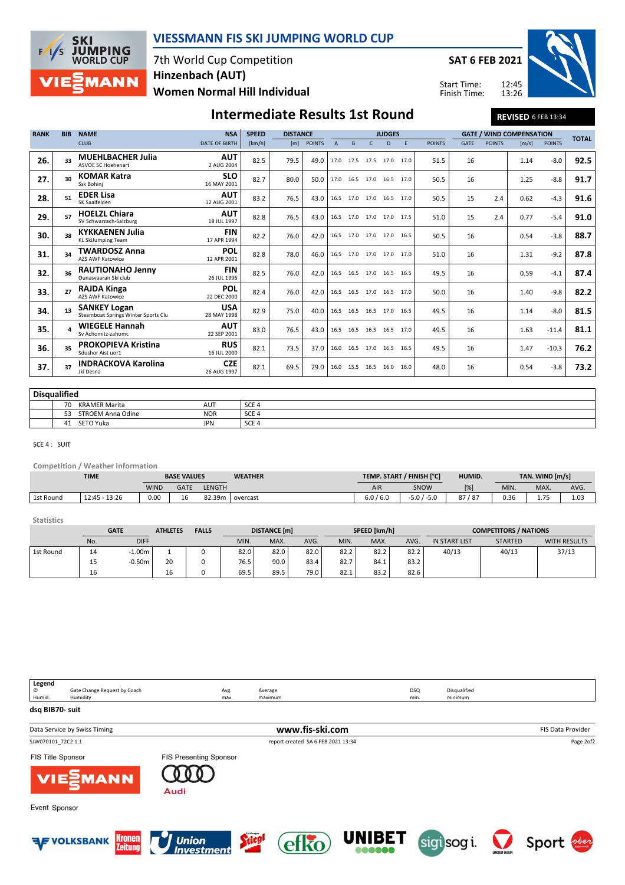# VIESSMANN FIS SKI JUMPING WORLD CUP

7th World Cup Competition
Hinzenbach (AUT)
Women Normal Hill Individual

SAT 6 FEB 2021

Start Time: 12:45
Finish Time: 13:26

## Intermediate Results 1st Round

REVISED 6 FEB 13:34

| RANK | BIB | NAME / CLUB | NSA / DATE OF BIRTH | SPEED [km/h] | DISTANCE [m] | DISTANCE POINTS | A | B | C | D | E | JUDGES POINTS | GATE | GATE POINTS | WIND [m/s] | WIND POINTS | TOTAL |
|---|---|---|---|---|---|---|---|---|---|---|---|---|---|---|---|---|---|
| 26. | 33 | MUEHLBACHER Julia<br>ASVOE SC Hoehenart | AUT<br>2 AUG 2004 | 82.5 | 79.5 | 49.0 | 17.0 | 17.5 | 17.5 | 17.0 | 17.0 | 51.5 | 16 | | 1.14 | -8.0 | 92.5 |
| 27. | 30 | KOMAR Katra<br>Ssk Bohinj | SLO<br>16 MAY 2001 | 82.7 | 80.0 | 50.0 | 17.0 | 16.5 | 17.0 | 16.5 | 17.0 | 50.5 | 16 | | 1.25 | -8.8 | 91.7 |
| 28. | 51 | EDER Lisa<br>SK Saalfelden | AUT<br>12 AUG 2001 | 83.2 | 76.5 | 43.0 | 16.5 | 17.0 | 17.0 | 16.5 | 17.0 | 50.5 | 15 | 2.4 | 0.62 | -4.3 | 91.6 |
| 29. | 57 | HOELZL Chiara<br>SV Schwarzach-Salzburg | AUT<br>18 JUL 1997 | 82.8 | 76.5 | 43.0 | 16.5 | 17.0 | 17.0 | 17.0 | 17.5 | 51.0 | 15 | 2.4 | 0.77 | -5.4 | 91.0 |
| 30. | 38 | KYKKAENEN Julia<br>KL SkiJumping Team | FIN<br>17 APR 1994 | 82.2 | 76.0 | 42.0 | 16.5 | 17.0 | 17.0 | 17.0 | 16.5 | 50.5 | 16 | | 0.54 | -3.8 | 88.7 |
| 31. | 34 | TWARDOSZ Anna<br>AZS AWF Katowice | POL<br>12 APR 2001 | 82.8 | 78.0 | 46.0 | 16.5 | 17.0 | 17.0 | 17.0 | 17.0 | 51.0 | 16 | | 1.31 | -9.2 | 87.8 |
| 32. | 36 | RAUTIONAHO Jenny<br>Ounasvaaran Ski club | FIN<br>26 JUL 1996 | 82.5 | 76.0 | 42.0 | 16.5 | 16.5 | 17.0 | 16.5 | 16.5 | 49.5 | 16 | | 0.59 | -4.1 | 87.4 |
| 33. | 27 | RAJDA Kinga<br>AZS AWF Katowice | POL<br>22 DEC 2000 | 82.4 | 76.0 | 42.0 | 16.5 | 16.5 | 17.0 | 16.5 | 17.0 | 50.0 | 16 | | 1.40 | -9.8 | 82.2 |
| 34. | 13 | SANKEY Logan<br>Steamboat Springs Winter Sports Clu | USA<br>28 MAY 1998 | 82.9 | 75.0 | 40.0 | 16.5 | 16.5 | 16.5 | 17.0 | 16.5 | 49.5 | 16 | | 1.14 | -8.0 | 81.5 |
| 35. | 4 | WIEGELE Hannah<br>Sv Achomitz-zahomc | AUT<br>22 SEP 2001 | 83.0 | 76.5 | 43.0 | 16.5 | 16.5 | 16.5 | 16.5 | 17.0 | 49.5 | 16 | | 1.63 | -11.4 | 81.1 |
| 36. | 35 | PROKOPIEVA Kristina<br>Sdushor Aist uor1 | RUS<br>16 JUL 2000 | 82.1 | 73.5 | 37.0 | 16.0 | 16.5 | 17.0 | 16.5 | 16.5 | 49.5 | 16 | | 1.47 | -10.3 | 76.2 |
| 37. | 37 | INDRACKOVA Karolina<br>Jkl Desna | CZE<br>26 AUG 1997 | 82.1 | 69.5 | 29.0 | 16.0 | 15.5 | 16.5 | 16.0 | 16.0 | 48.0 | 16 | | 0.54 | -3.8 | 73.2 |

### Disqualified

| BIB | NAME | NSA | REASON |
|---|---|---|---|
| 70 | KRAMER Marita | AUT | SCE 4 |
| 53 | STROEM Anna Odine | NOR | SCE 4 |
| 41 | SETO Yuka | JPN | SCE 4 |

SCE 4 : SUIT

### Competition / Weather Information

| | TIME | WIND | GATE | LENGTH | WEATHER | AIR TEMP. START / FINISH [°C] | SNOW TEMP. START / FINISH [°C] | HUMID. [%] | TAN. WIND MIN. [m/s] | TAN. WIND MAX. [m/s] | TAN. WIND AVG. [m/s] |
|---|---|---|---|---|---|---|---|---|---|---|---|
| 1st Round | 12:45 - 13:26 | 0.00 | 16 | 82.39m | overcast | 6.0 / 6.0 | -5.0 / -5.0 | 87 / 87 | 0.36 | 1.75 | 1.03 |

### Statistics

| | GATE No. | GATE DIFF | ATHLETES | FALLS | DISTANCE MIN. [m] | DISTANCE MAX. [m] | DISTANCE AVG. [m] | SPEED MIN. [km/h] | SPEED MAX. [km/h] | SPEED AVG. [km/h] | IN START LIST | STARTED | WITH RESULTS |
|---|---|---|---|---|---|---|---|---|---|---|---|---|---|
| 1st Round | 14 | -1.00m | 1 | 0 | 82.0 | 82.0 | 82.0 | 82.2 | 82.2 | 82.2 | 40/13 | 40/13 | 37/13 |
| | 15 | -0.50m | 20 | 0 | 76.5 | 90.0 | 83.4 | 82.7 | 84.1 | 83.2 | | | |
| | 16 | | 16 | 0 | 69.5 | 89.5 | 79.0 | 82.1 | 83.2 | 82.6 | | | |

**Legend**

| | | | | | |
|---|---|---|---|---|---|
| © | Gate Change Request by Coach | Avg. | Average | DSQ | Disqualified |
| Humid. | Humidity | max. | maximum | min. | minimum |

**dsq BIB70- suit**

Data Service by Swiss Timing — www.fis-ski.com — FIS Data Provider

SJW070101_72C2 1.1 — report created SA 6 FEB 2021 13:34

FIS Title Sponsor: VIESSMANN
FIS Presenting Sponsor: Audi
Event Sponsor: VOLKSBANK, Kronen Zeitung, Union Investment, Stiegl, efko, UNIBET, sigi sogi, Unser Heer, Sport Oberösterreich